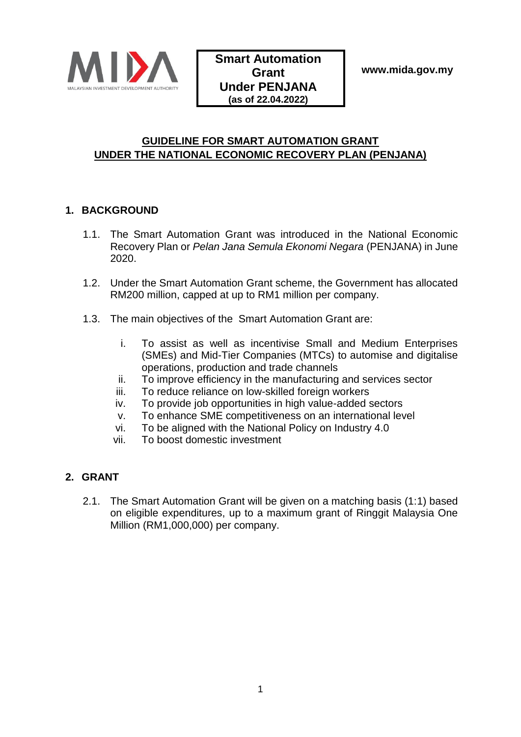Smart Automation Grant Under PENJANA (as of 22.04.2022)

www.mida.gov.my

# GUIDELINE FOR SMART AUTOMATION GRANT UNDER THE NATIONAL ECONOMIC RECOVERY PLAN (PENJANA)

## 1. BACKGROUND

1.1. The Smart Automation Grant was introduced in the National Economic Recovery Plan or *Pelan Jana Semula Ekonomi Negara* (PENJANA) in June 2020.

1.2. Under the Smart Automation Grant scheme, the Government has allocated RM200 million, capped at up to RM1 million per company.

1.3. The main objectives of the Smart Automation Grant are:

i. To assist as well as incentivise Small and Medium Enterprises (SMEs) and Mid-Tier Companies (MTCs) to automise and digitalise operations, production and trade channels
ii. To improve efficiency in the manufacturing and services sector
iii. To reduce reliance on low-skilled foreign workers
iv. To provide job opportunities in high value-added sectors
v. To enhance SME competitiveness on an international level
vi. To be aligned with the National Policy on Industry 4.0
vii. To boost domestic investment

## 2. GRANT

2.1. The Smart Automation Grant will be given on a matching basis (1:1) based on eligible expenditures, up to a maximum grant of Ringgit Malaysia One Million (RM1,000,000) per company.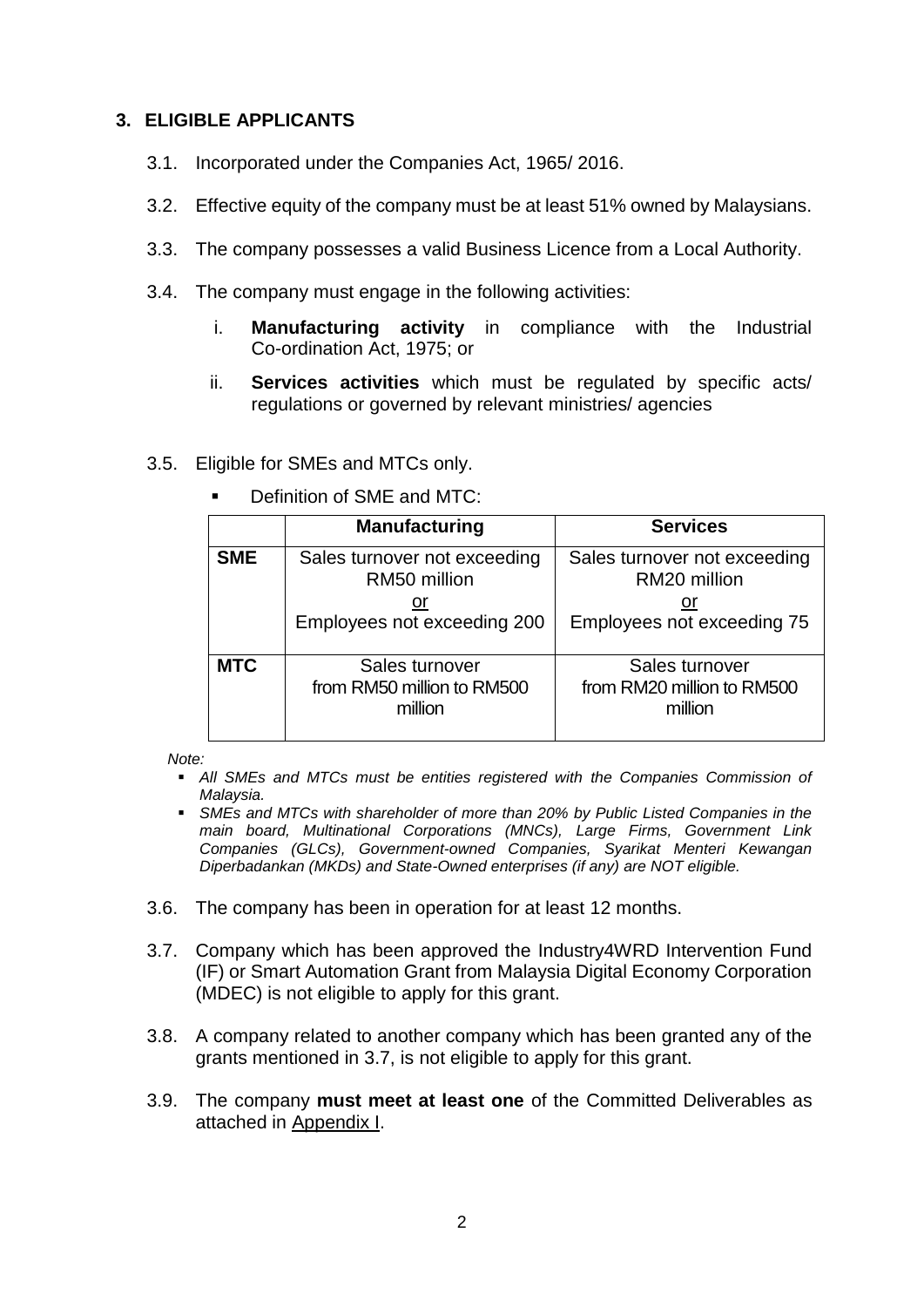## 3. ELIGIBLE APPLICANTS

3.1. Incorporated under the Companies Act, 1965/ 2016.

3.2. Effective equity of the company must be at least 51% owned by Malaysians.

3.3. The company possesses a valid Business Licence from a Local Authority.

3.4. The company must engage in the following activities:

   i. **Manufacturing activity** in compliance with the Industrial Co-ordination Act, 1975; or

   ii. **Services activities** which must be regulated by specific acts/ regulations or governed by relevant ministries/ agencies

3.5. Eligible for SMEs and MTCs only.

   - Definition of SME and MTC:

| | Manufacturing | Services |
|---|---|---|
| **SME** | Sales turnover not exceeding RM50 million <u>or</u> Employees not exceeding 200 | Sales turnover not exceeding RM20 million <u>or</u> Employees not exceeding 75 |
| **MTC** | Sales turnover from RM50 million to RM500 million | Sales turnover from RM20 million to RM500 million |

*Note:*

- *All SMEs and MTCs must be entities registered with the Companies Commission of Malaysia.*
- *SMEs and MTCs with shareholder of more than 20% by Public Listed Companies in the main board, Multinational Corporations (MNCs), Large Firms, Government Link Companies (GLCs), Government-owned Companies, Syarikat Menteri Kewangan Diperbadankan (MKDs) and State-Owned enterprises (if any) are NOT eligible.*

3.6. The company has been in operation for at least 12 months.

3.7. Company which has been approved the Industry4WRD Intervention Fund (IF) or Smart Automation Grant from Malaysia Digital Economy Corporation (MDEC) is not eligible to apply for this grant.

3.8. A company related to another company which has been granted any of the grants mentioned in 3.7, is not eligible to apply for this grant.

3.9. The company **must meet at least one** of the Committed Deliverables as attached in <u>Appendix I</u>.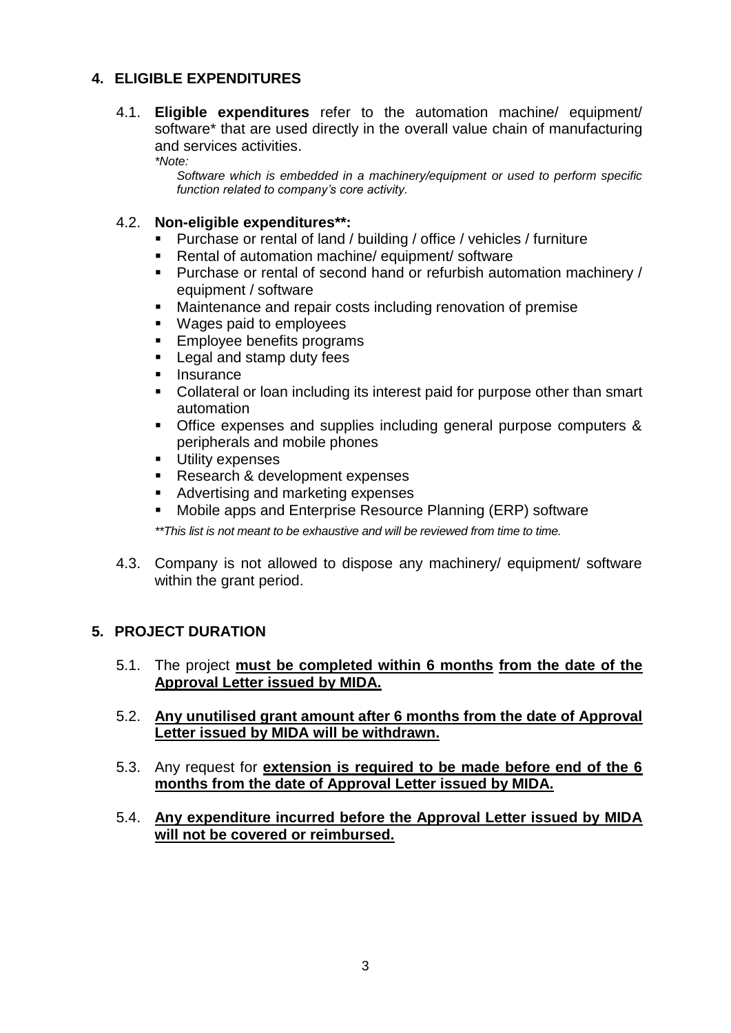## 4. ELIGIBLE EXPENDITURES

4.1. **Eligible expenditures** refer to the automation machine/ equipment/ software* that are used directly in the overall value chain of manufacturing and services activities.

*\*Note:*

*Software which is embedded in a machinery/equipment or used to perform specific function related to company's core activity.*

4.2. **Non-eligible expenditures\*\*:**

- Purchase or rental of land / building / office / vehicles / furniture
- Rental of automation machine/ equipment/ software
- Purchase or rental of second hand or refurbish automation machinery / equipment / software
- Maintenance and repair costs including renovation of premise
- Wages paid to employees
- Employee benefits programs
- Legal and stamp duty fees
- Insurance
- Collateral or loan including its interest paid for purpose other than smart automation
- Office expenses and supplies including general purpose computers & peripherals and mobile phones
- Utility expenses
- Research & development expenses
- Advertising and marketing expenses
- Mobile apps and Enterprise Resource Planning (ERP) software

*\*\*This list is not meant to be exhaustive and will be reviewed from time to time.*

4.3. Company is not allowed to dispose any machinery/ equipment/ software within the grant period.

## 5. PROJECT DURATION

5.1. The project **<u>must be completed within 6 months</u> <u>from the date of the Approval Letter issued by MIDA.</u>**

5.2. **<u>Any unutilised grant amount after 6 months from the date of Approval Letter issued by MIDA will be withdrawn.</u>**

5.3. Any request for **<u>extension is required to be made before end of the 6 months from the date of Approval Letter issued by MIDA.</u>**

5.4. **<u>Any expenditure incurred before the Approval Letter issued by MIDA will not be covered or reimbursed.</u>**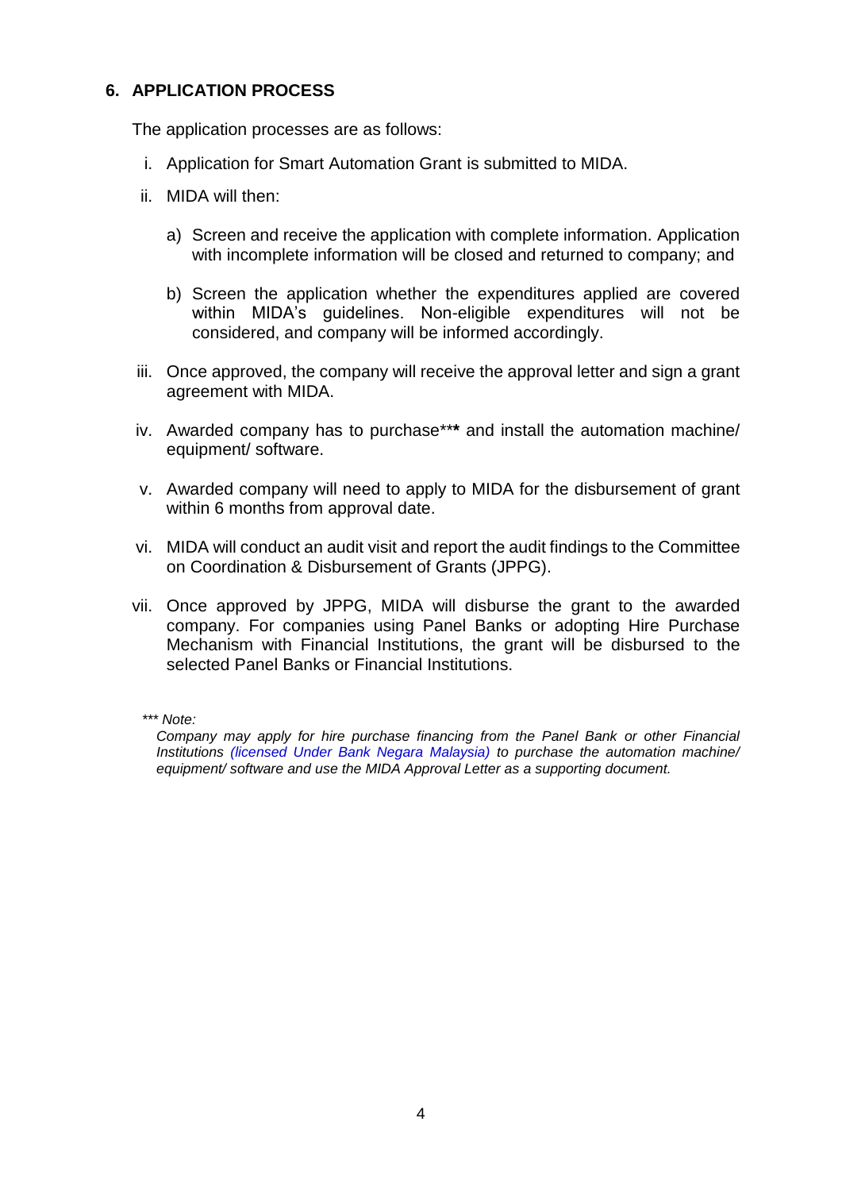## 6. APPLICATION PROCESS

The application processes are as follows:

i. Application for Smart Automation Grant is submitted to MIDA.

ii. MIDA will then:

   a) Screen and receive the application with complete information. Application with incomplete information will be closed and returned to company; and

   b) Screen the application whether the expenditures applied are covered within MIDA's guidelines. Non-eligible expenditures will not be considered, and company will be informed accordingly.

iii. Once approved, the company will receive the approval letter and sign a grant agreement with MIDA.

iv. Awarded company has to purchase*** and install the automation machine/ equipment/ software.

v. Awarded company will need to apply to MIDA for the disbursement of grant within 6 months from approval date.

vi. MIDA will conduct an audit visit and report the audit findings to the Committee on Coordination & Disbursement of Grants (JPPG).

vii. Once approved by JPPG, MIDA will disburse the grant to the awarded company. For companies using Panel Banks or adopting Hire Purchase Mechanism with Financial Institutions, the grant will be disbursed to the selected Panel Banks or Financial Institutions.

*\*\*\* Note:*

*Company may apply for hire purchase financing from the Panel Bank or other Financial Institutions (licensed Under Bank Negara Malaysia) to purchase the automation machine/ equipment/ software and use the MIDA Approval Letter as a supporting document.*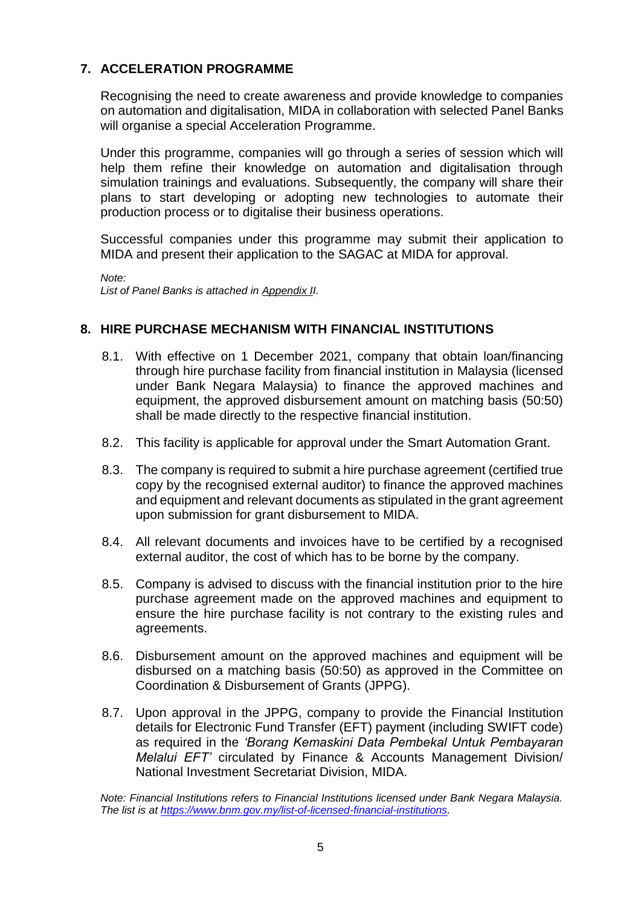## 7. ACCELERATION PROGRAMME

Recognising the need to create awareness and provide knowledge to companies on automation and digitalisation, MIDA in collaboration with selected Panel Banks will organise a special Acceleration Programme.

Under this programme, companies will go through a series of session which will help them refine their knowledge on automation and digitalisation through simulation trainings and evaluations. Subsequently, the company will share their plans to start developing or adopting new technologies to automate their production process or to digitalise their business operations.

Successful companies under this programme may submit their application to MIDA and present their application to the SAGAC at MIDA for approval.

*Note:*
*List of Panel Banks is attached in Appendix II.*

## 8. HIRE PURCHASE MECHANISM WITH FINANCIAL INSTITUTIONS

8.1. With effective on 1 December 2021, company that obtain loan/financing through hire purchase facility from financial institution in Malaysia (licensed under Bank Negara Malaysia) to finance the approved machines and equipment, the approved disbursement amount on matching basis (50:50) shall be made directly to the respective financial institution.

8.2. This facility is applicable for approval under the Smart Automation Grant.

8.3. The company is required to submit a hire purchase agreement (certified true copy by the recognised external auditor) to finance the approved machines and equipment and relevant documents as stipulated in the grant agreement upon submission for grant disbursement to MIDA.

8.4. All relevant documents and invoices have to be certified by a recognised external auditor, the cost of which has to be borne by the company.

8.5. Company is advised to discuss with the financial institution prior to the hire purchase agreement made on the approved machines and equipment to ensure the hire purchase facility is not contrary to the existing rules and agreements.

8.6. Disbursement amount on the approved machines and equipment will be disbursed on a matching basis (50:50) as approved in the Committee on Coordination & Disbursement of Grants (JPPG).

8.7. Upon approval in the JPPG, company to provide the Financial Institution details for Electronic Fund Transfer (EFT) payment (including SWIFT code) as required in the *'Borang Kemaskini Data Pembekal Untuk Pembayaran Melalui EFT'* circulated by Finance & Accounts Management Division/ National Investment Secretariat Division, MIDA.

*Note: Financial Institutions refers to Financial Institutions licensed under Bank Negara Malaysia. The list is at https://www.bnm.gov.my/list-of-licensed-financial-institutions.*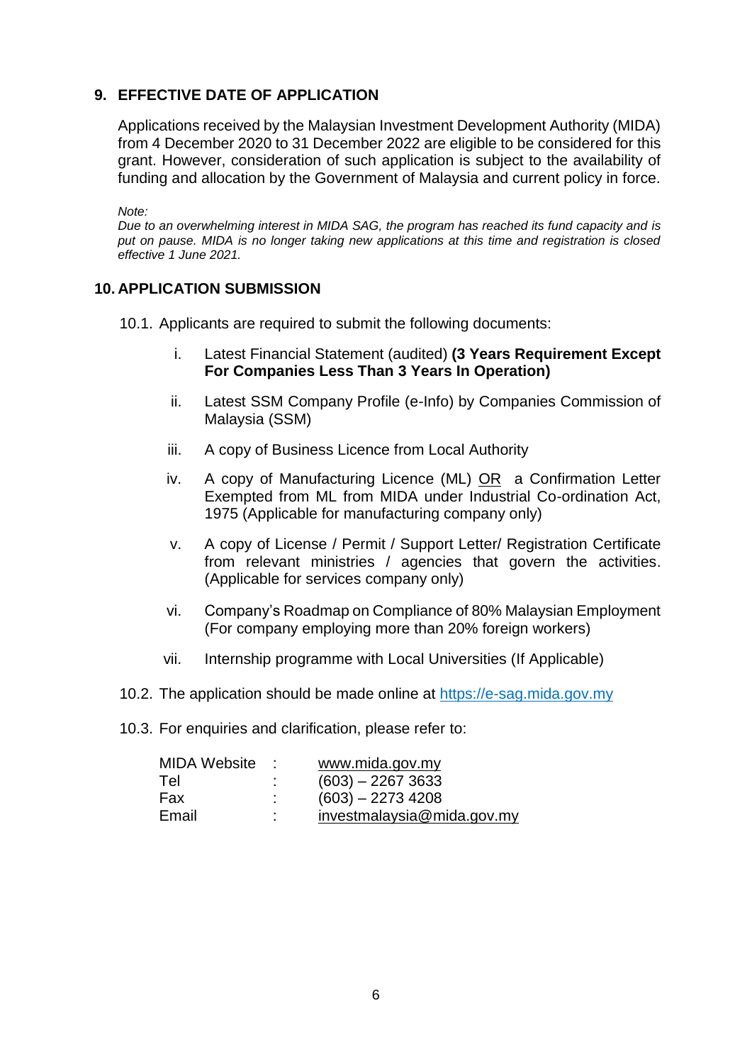## 9. EFFECTIVE DATE OF APPLICATION

Applications received by the Malaysian Investment Development Authority (MIDA) from 4 December 2020 to 31 December 2022 are eligible to be considered for this grant. However, consideration of such application is subject to the availability of funding and allocation by the Government of Malaysia and current policy in force.

*Note:*
*Due to an overwhelming interest in MIDA SAG, the program has reached its fund capacity and is put on pause. MIDA is no longer taking new applications at this time and registration is closed effective 1 June 2021.*

## 10. APPLICATION SUBMISSION

10.1. Applicants are required to submit the following documents:

i. Latest Financial Statement (audited) **(3 Years Requirement Except For Companies Less Than 3 Years In Operation)**

ii. Latest SSM Company Profile (e-Info) by Companies Commission of Malaysia (SSM)

iii. A copy of Business Licence from Local Authority

iv. A copy of Manufacturing Licence (ML) <u>OR</u> a Confirmation Letter Exempted from ML from MIDA under Industrial Co-ordination Act, 1975 (Applicable for manufacturing company only)

v. A copy of License / Permit / Support Letter/ Registration Certificate from relevant ministries / agencies that govern the activities. (Applicable for services company only)

vi. Company's Roadmap on Compliance of 80% Malaysian Employment (For company employing more than 20% foreign workers)

vii. Internship programme with Local Universities (If Applicable)

10.2. The application should be made online at https://e-sag.mida.gov.my

10.3. For enquiries and clarification, please refer to:

| | | |
|---|---|---|
| MIDA Website | : | www.mida.gov.my |
| Tel | : | (603) – 2267 3633 |
| Fax | : | (603) – 2273 4208 |
| Email | : | investmalaysia@mida.gov.my |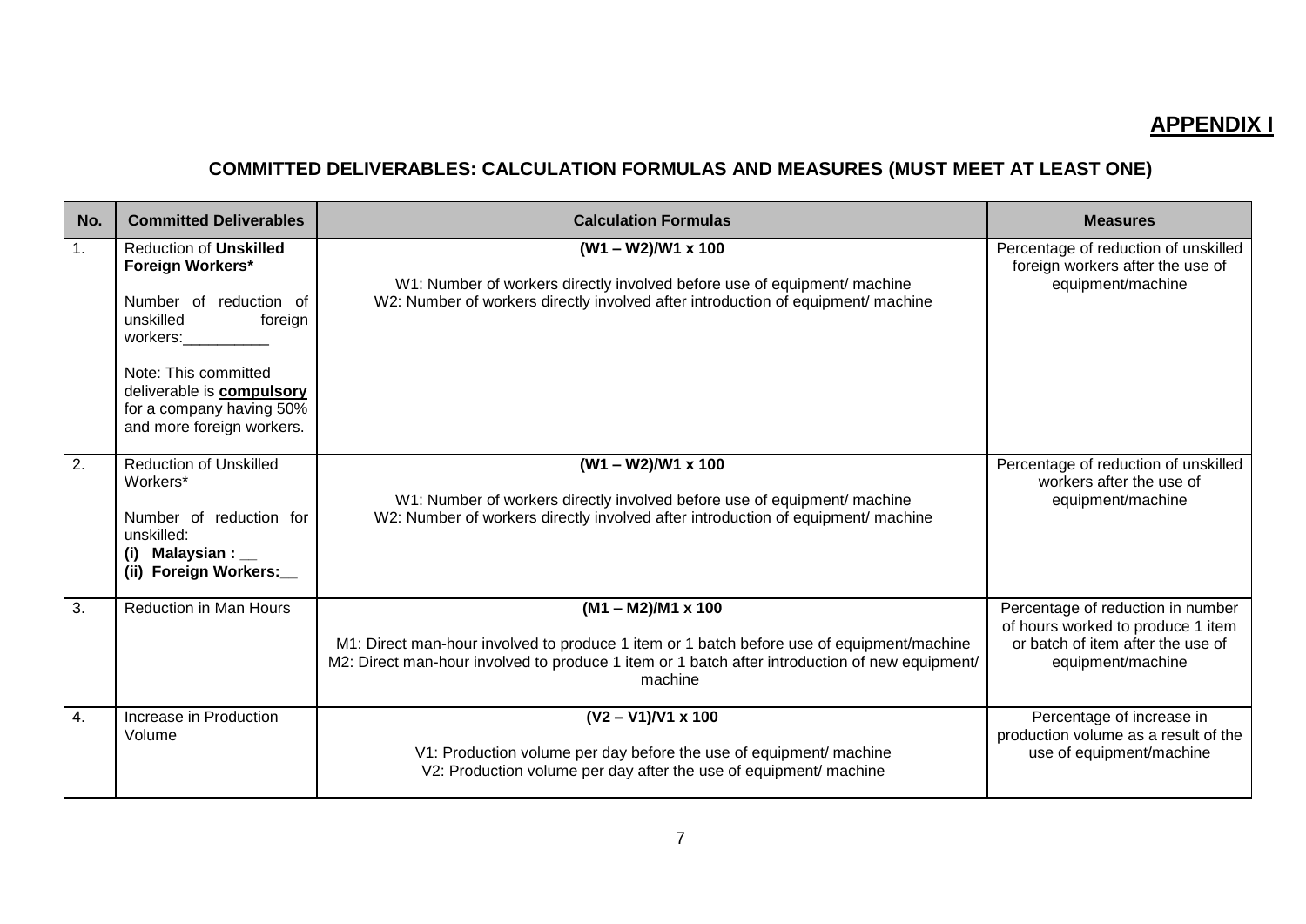## APPENDIX I

### COMMITTED DELIVERABLES: CALCULATION FORMULAS AND MEASURES (MUST MEET AT LEAST ONE)

| No. | Committed Deliverables | Calculation Formulas | Measures |
|---|---|---|---|
| 1. | Reduction of **Unskilled Foreign Workers***<br><br>Number of reduction of unskilled foreign workers:__________<br><br>Note: This committed deliverable is **compulsory** for a company having 50% and more foreign workers. | **$(W1 – W2)/W1 \times 100$**<br><br>W1: Number of workers directly involved before use of equipment/ machine<br>W2: Number of workers directly involved after introduction of equipment/ machine | Percentage of reduction of unskilled foreign workers after the use of equipment/machine |
| 2. | Reduction of Unskilled Workers*<br><br>Number of reduction for unskilled:<br>**(i) Malaysian : __**<br>**(ii) Foreign Workers:__** | **$(W1 – W2)/W1 \times 100$**<br><br>W1: Number of workers directly involved before use of equipment/ machine<br>W2: Number of workers directly involved after introduction of equipment/ machine | Percentage of reduction of unskilled workers after the use of equipment/machine |
| 3. | Reduction in Man Hours | **$(M1 – M2)/M1 \times 100$**<br><br>M1: Direct man-hour involved to produce 1 item or 1 batch before use of equipment/machine<br>M2: Direct man-hour involved to produce 1 item or 1 batch after introduction of new equipment/ machine | Percentage of reduction in number of hours worked to produce 1 item or batch of item after the use of equipment/machine |
| 4. | Increase in Production Volume | **$(V2 – V1)/V1 \times 100$**<br><br>V1: Production volume per day before the use of equipment/ machine<br>V2: Production volume per day after the use of equipment/ machine | Percentage of increase in production volume as a result of the use of equipment/machine |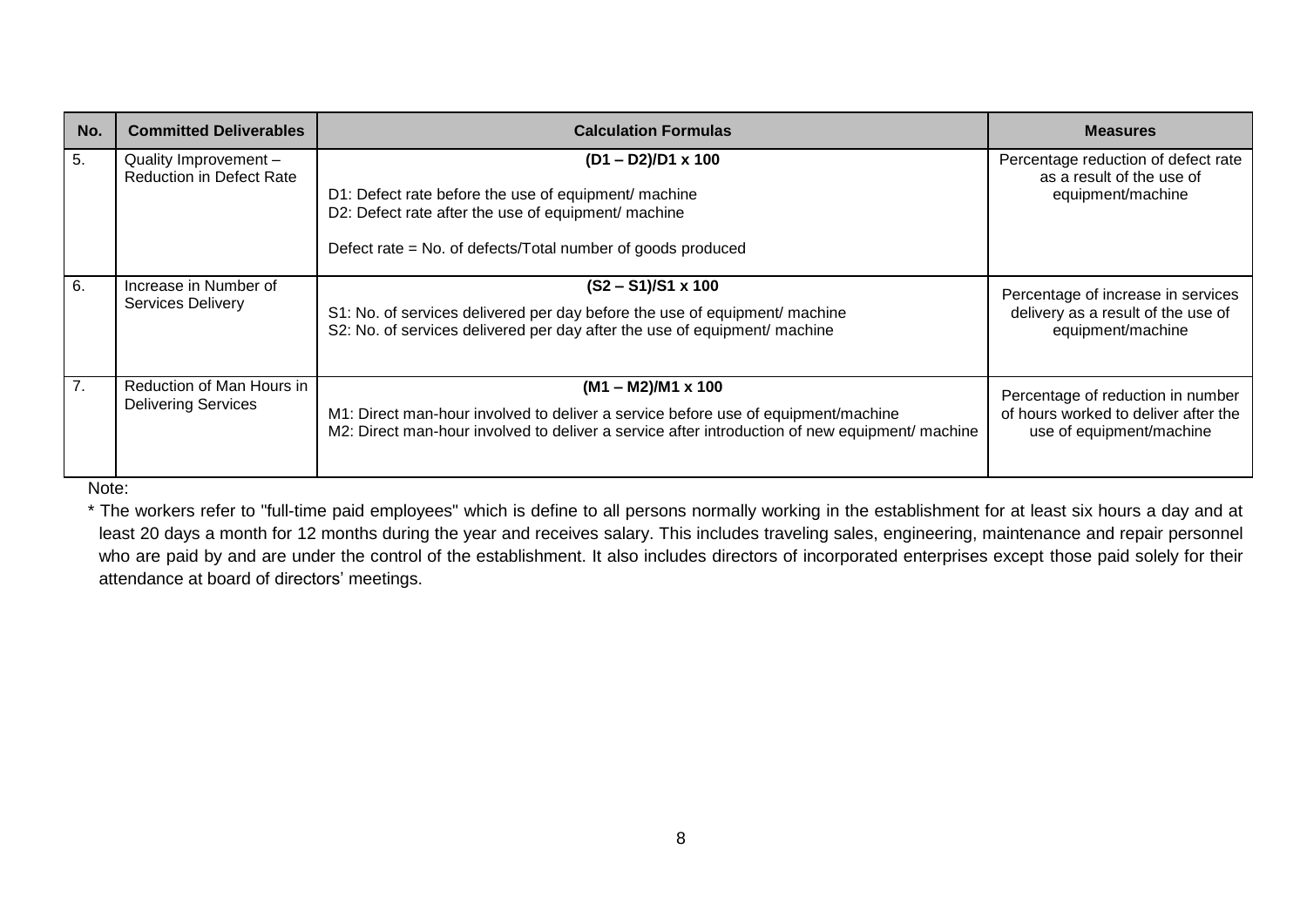| No. | Committed Deliverables | Calculation Formulas | Measures |
|---|---|---|---|
| 5. | Quality Improvement – Reduction in Defect Rate | **(D1 – D2)/D1 x 100**<br><br>D1: Defect rate before the use of equipment/ machine<br>D2: Defect rate after the use of equipment/ machine<br><br>Defect rate = No. of defects/Total number of goods produced | Percentage reduction of defect rate as a result of the use of equipment/machine |
| 6. | Increase in Number of Services Delivery | **(S2 – S1)/S1 x 100**<br><br>S1: No. of services delivered per day before the use of equipment/ machine<br>S2: No. of services delivered per day after the use of equipment/ machine | Percentage of increase in services delivery as a result of the use of equipment/machine |
| 7. | Reduction of Man Hours in Delivering Services | **(M1 – M2)/M1 x 100**<br><br>M1: Direct man-hour involved to deliver a service before use of equipment/machine<br>M2: Direct man-hour involved to deliver a service after introduction of new equipment/ machine | Percentage of reduction in number of hours worked to deliver after the use of equipment/machine |

Note:

* The workers refer to "full-time paid employees" which is define to all persons normally working in the establishment for at least six hours a day and at least 20 days a month for 12 months during the year and receives salary. This includes traveling sales, engineering, maintenance and repair personnel who are paid by and are under the control of the establishment. It also includes directors of incorporated enterprises except those paid solely for their attendance at board of directors' meetings.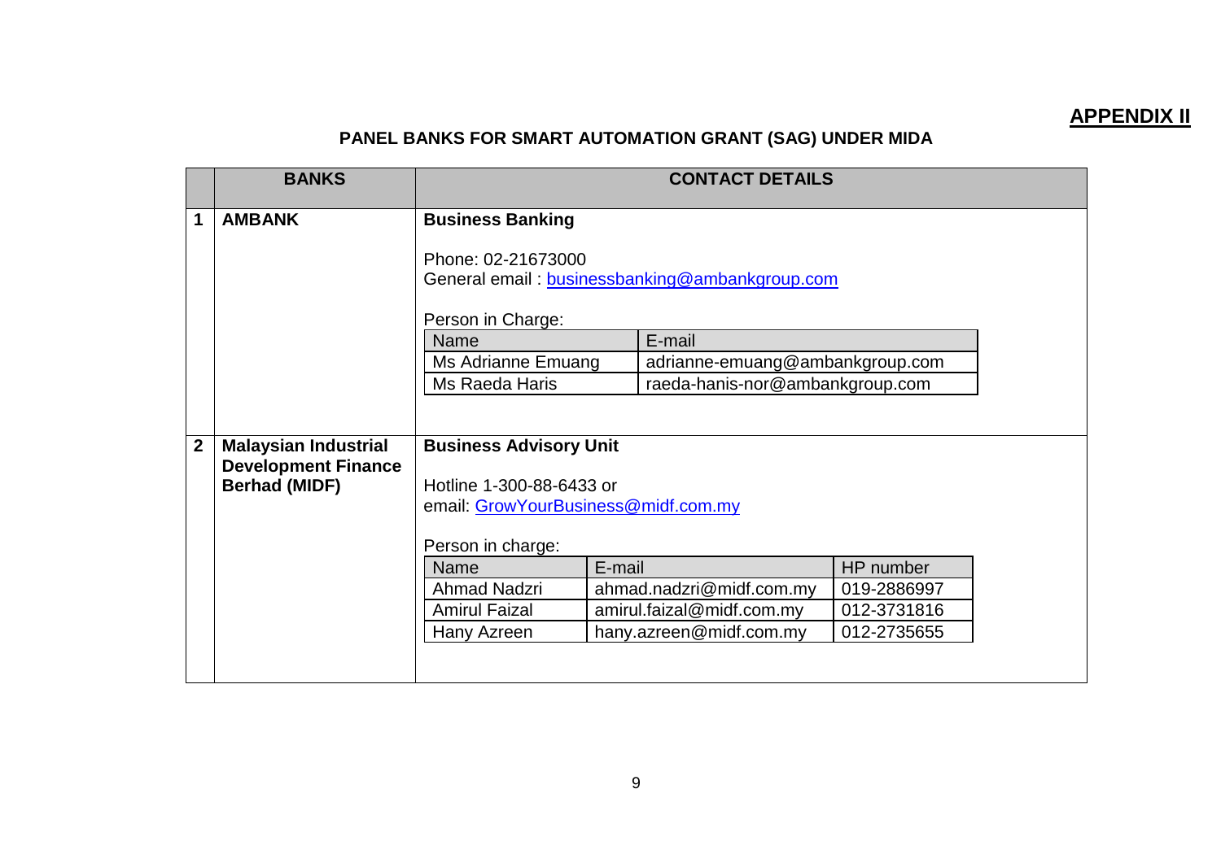**APPENDIX II**

## PANEL BANKS FOR SMART AUTOMATION GRANT (SAG) UNDER MIDA

| | BANKS | CONTACT DETAILS |
|---|---|---|
| 1 | **AMBANK** | **Business Banking**<br><br>Phone: 02-21673000<br>General email : businessbanking@ambankgroup.com<br><br>Person in Charge:<br>Name / E-mail<br>Ms Adrianne Emuang / adrianne-emuang@ambankgroup.com<br>Ms Raeda Haris / raeda-hanis-nor@ambankgroup.com |
| 2 | **Malaysian Industrial Development Finance Berhad (MIDF)** | **Business Advisory Unit**<br><br>Hotline 1-300-88-6433 or<br>email: GrowYourBusiness@midf.com.my<br><br>Person in charge:<br>Name / E-mail / HP number<br>Ahmad Nadzri / ahmad.nadzri@midf.com.my / 019-2886997<br>Amirul Faizal / amirul.faizal@midf.com.my / 012-3731816<br>Hany Azreen / hany.azreen@midf.com.my / 012-2735655 |